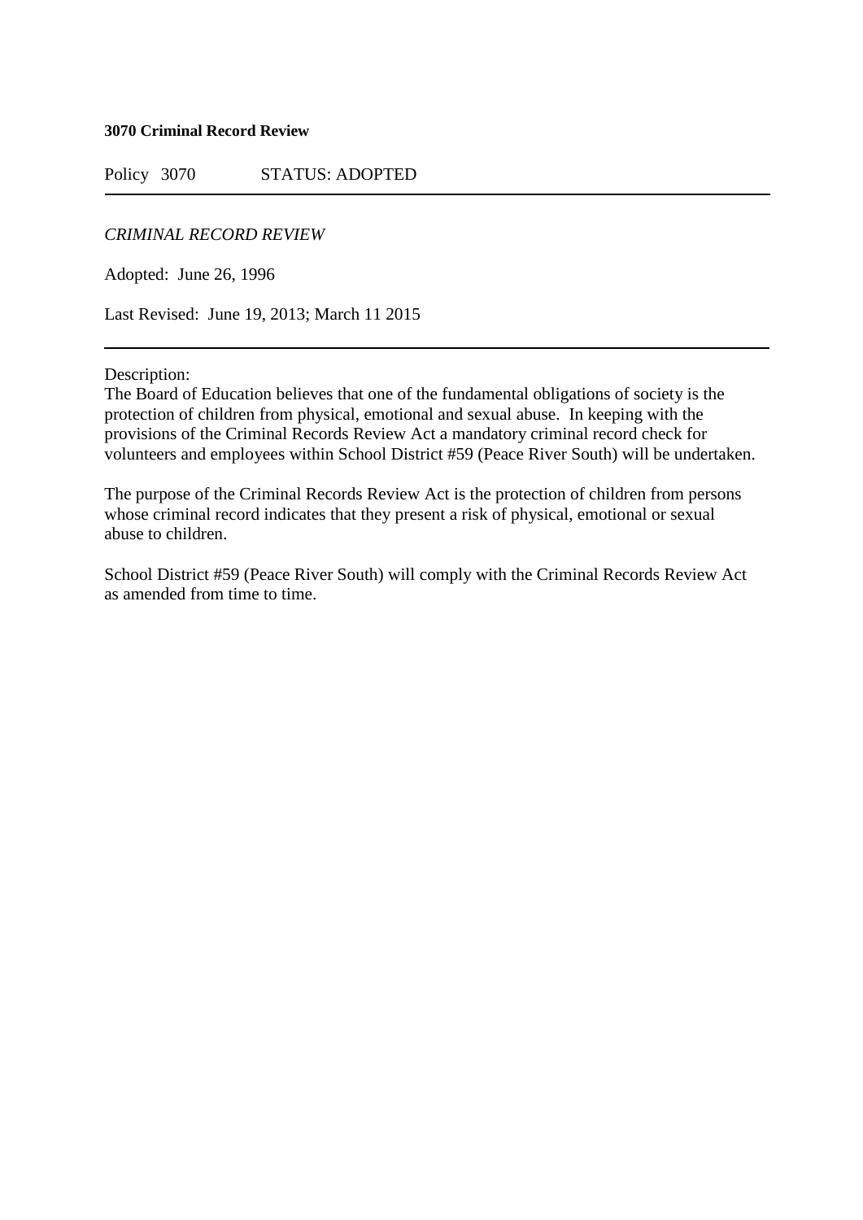**3070 Criminal Record Review**

Policy 3070 STATUS: ADOPTED

---

*CRIMINAL RECORD REVIEW*

Adopted: June 26, 1996

Last Revised: June 19, 2013; March 11 2015

---

Description:
The Board of Education believes that one of the fundamental obligations of society is the protection of children from physical, emotional and sexual abuse. In keeping with the provisions of the Criminal Records Review Act a mandatory criminal record check for volunteers and employees within School District #59 (Peace River South) will be undertaken.

The purpose of the Criminal Records Review Act is the protection of children from persons whose criminal record indicates that they present a risk of physical, emotional or sexual abuse to children.

School District #59 (Peace River South) will comply with the Criminal Records Review Act as amended from time to time.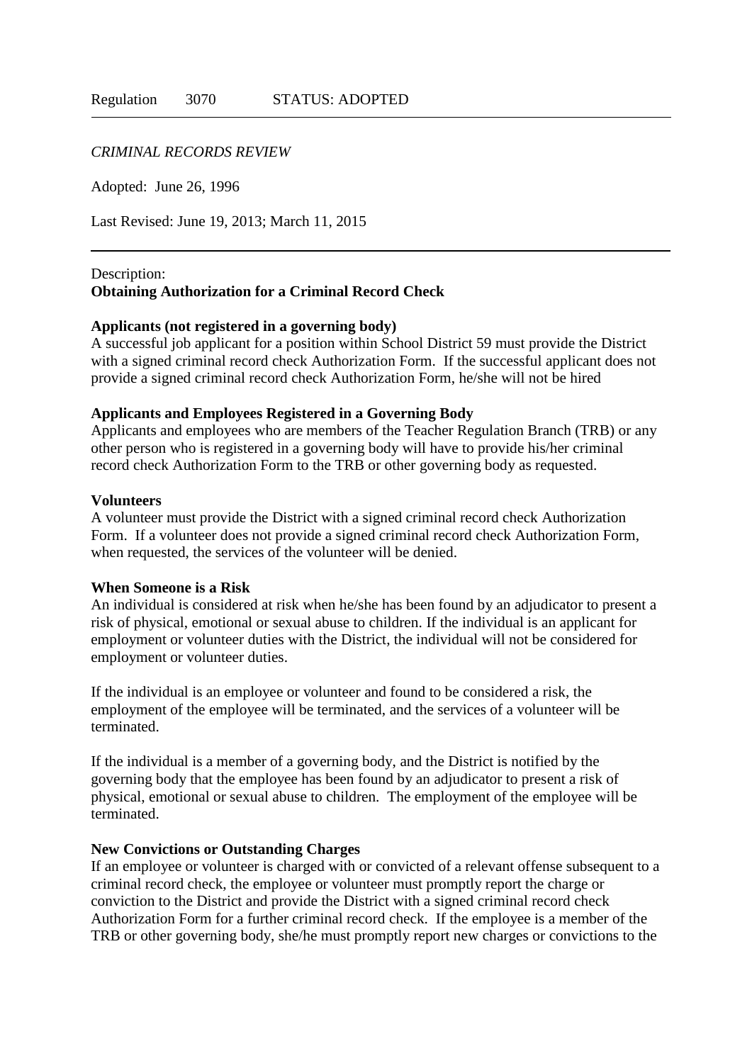Regulation 3070 STATUS: ADOPTED

*CRIMINAL RECORDS REVIEW*

Adopted: June 26, 1996

Last Revised: June 19, 2013; March 11, 2015

---

Description:

**Obtaining Authorization for a Criminal Record Check**

**Applicants (not registered in a governing body)**

A successful job applicant for a position within School District 59 must provide the District with a signed criminal record check Authorization Form. If the successful applicant does not provide a signed criminal record check Authorization Form, he/she will not be hired

**Applicants and Employees Registered in a Governing Body**

Applicants and employees who are members of the Teacher Regulation Branch (TRB) or any other person who is registered in a governing body will have to provide his/her criminal record check Authorization Form to the TRB or other governing body as requested.

**Volunteers**

A volunteer must provide the District with a signed criminal record check Authorization Form. If a volunteer does not provide a signed criminal record check Authorization Form, when requested, the services of the volunteer will be denied.

**When Someone is a Risk**

An individual is considered at risk when he/she has been found by an adjudicator to present a risk of physical, emotional or sexual abuse to children. If the individual is an applicant for employment or volunteer duties with the District, the individual will not be considered for employment or volunteer duties.

If the individual is an employee or volunteer and found to be considered a risk, the employment of the employee will be terminated, and the services of a volunteer will be terminated.

If the individual is a member of a governing body, and the District is notified by the governing body that the employee has been found by an adjudicator to present a risk of physical, emotional or sexual abuse to children. The employment of the employee will be terminated.

**New Convictions or Outstanding Charges**

If an employee or volunteer is charged with or convicted of a relevant offense subsequent to a criminal record check, the employee or volunteer must promptly report the charge or conviction to the District and provide the District with a signed criminal record check Authorization Form for a further criminal record check. If the employee is a member of the TRB or other governing body, she/he must promptly report new charges or convictions to the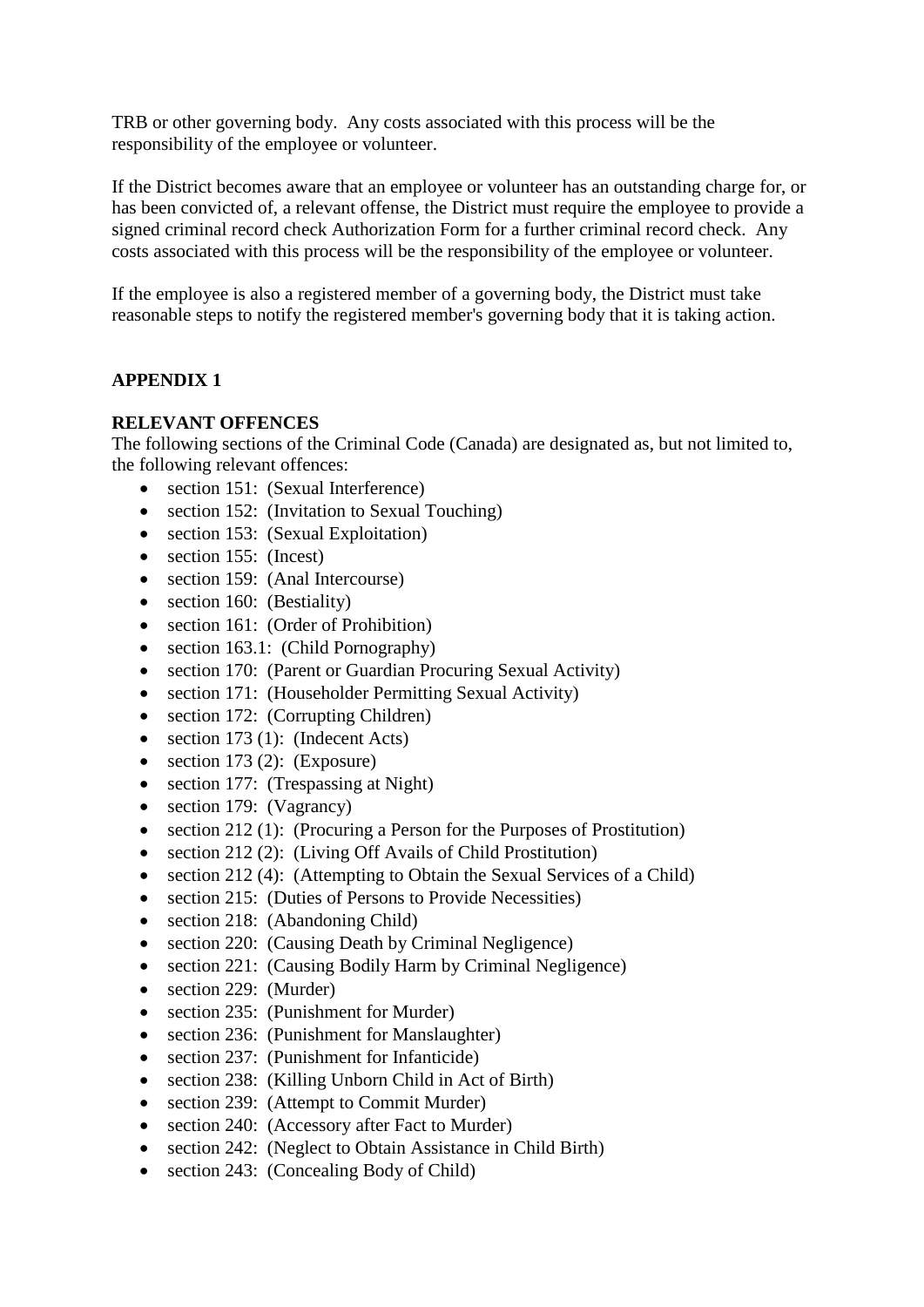TRB or other governing body. Any costs associated with this process will be the responsibility of the employee or volunteer.

If the District becomes aware that an employee or volunteer has an outstanding charge for, or has been convicted of, a relevant offense, the District must require the employee to provide a signed criminal record check Authorization Form for a further criminal record check. Any costs associated with this process will be the responsibility of the employee or volunteer.

If the employee is also a registered member of a governing body, the District must take reasonable steps to notify the registered member's governing body that it is taking action.

## APPENDIX 1

### RELEVANT OFFENCES

The following sections of the Criminal Code (Canada) are designated as, but not limited to, the following relevant offences:

- section 151: (Sexual Interference)
- section 152: (Invitation to Sexual Touching)
- section 153: (Sexual Exploitation)
- section 155: (Incest)
- section 159: (Anal Intercourse)
- section 160: (Bestiality)
- section 161: (Order of Prohibition)
- section 163.1: (Child Pornography)
- section 170: (Parent or Guardian Procuring Sexual Activity)
- section 171: (Householder Permitting Sexual Activity)
- section 172: (Corrupting Children)
- section 173 (1): (Indecent Acts)
- section 173 (2): (Exposure)
- section 177: (Trespassing at Night)
- section 179: (Vagrancy)
- section 212 (1): (Procuring a Person for the Purposes of Prostitution)
- section 212 (2): (Living Off Avails of Child Prostitution)
- section 212 (4): (Attempting to Obtain the Sexual Services of a Child)
- section 215: (Duties of Persons to Provide Necessities)
- section 218: (Abandoning Child)
- section 220: (Causing Death by Criminal Negligence)
- section 221: (Causing Bodily Harm by Criminal Negligence)
- section 229: (Murder)
- section 235: (Punishment for Murder)
- section 236: (Punishment for Manslaughter)
- section 237: (Punishment for Infanticide)
- section 238: (Killing Unborn Child in Act of Birth)
- section 239: (Attempt to Commit Murder)
- section 240: (Accessory after Fact to Murder)
- section 242: (Neglect to Obtain Assistance in Child Birth)
- section 243: (Concealing Body of Child)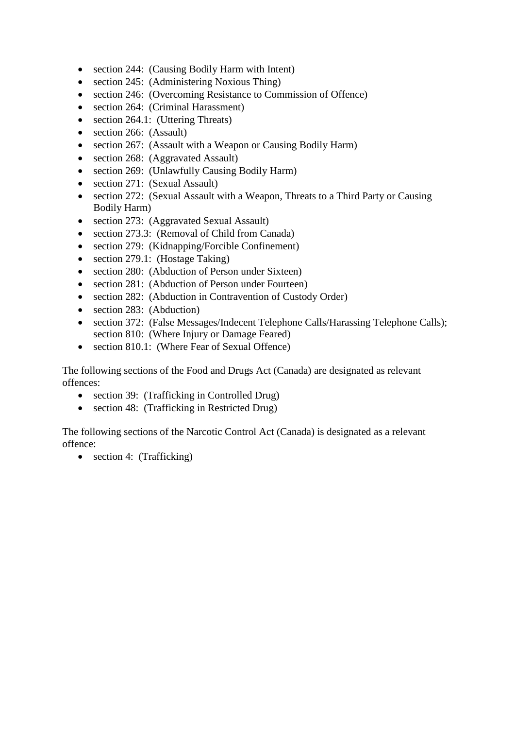- section 244: (Causing Bodily Harm with Intent)
- section 245: (Administering Noxious Thing)
- section 246: (Overcoming Resistance to Commission of Offence)
- section 264: (Criminal Harassment)
- section 264.1: (Uttering Threats)
- section 266: (Assault)
- section 267: (Assault with a Weapon or Causing Bodily Harm)
- section 268: (Aggravated Assault)
- section 269: (Unlawfully Causing Bodily Harm)
- section 271: (Sexual Assault)
- section 272: (Sexual Assault with a Weapon, Threats to a Third Party or Causing Bodily Harm)
- section 273: (Aggravated Sexual Assault)
- section 273.3: (Removal of Child from Canada)
- section 279: (Kidnapping/Forcible Confinement)
- section 279.1: (Hostage Taking)
- section 280: (Abduction of Person under Sixteen)
- section 281: (Abduction of Person under Fourteen)
- section 282: (Abduction in Contravention of Custody Order)
- section 283: (Abduction)
- section 372: (False Messages/Indecent Telephone Calls/Harassing Telephone Calls); section 810: (Where Injury or Damage Feared)
- section 810.1: (Where Fear of Sexual Offence)

The following sections of the Food and Drugs Act (Canada) are designated as relevant offences:

- section 39: (Trafficking in Controlled Drug)
- section 48: (Trafficking in Restricted Drug)

The following sections of the Narcotic Control Act (Canada) is designated as a relevant offence:

- section 4: (Trafficking)